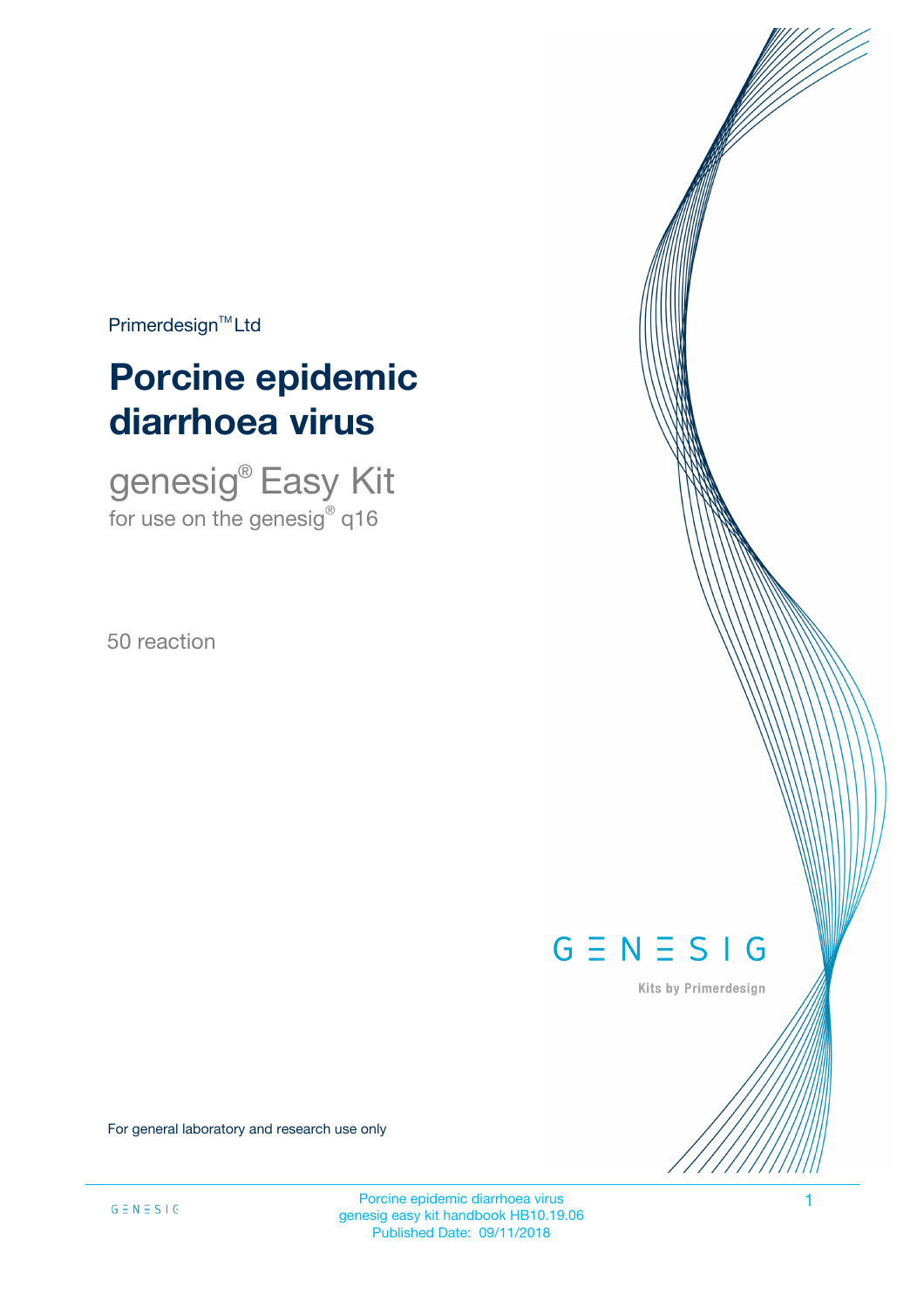Primerdesign™ Ltd

# Porcine epidemic diarrhoea virus

## genesig® Easy Kit

for use on the genesig® q16

50 reaction

GENESIG

Kits by Primerdesign

For general laboratory and research use only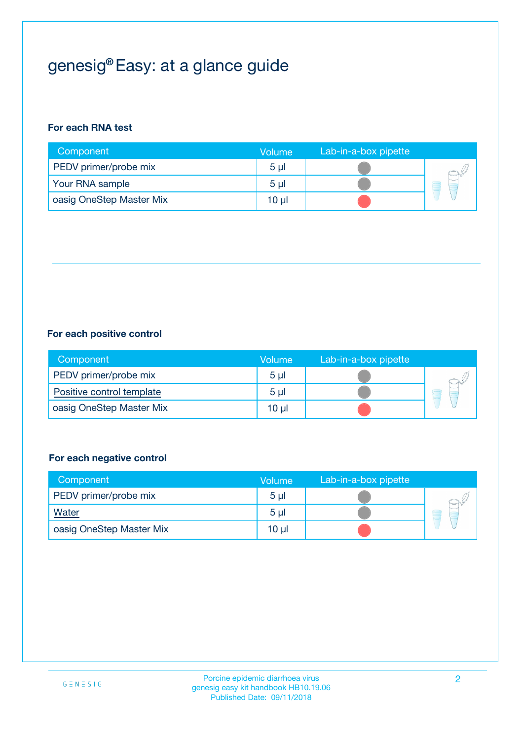# genesig® Easy: at a glance guide

### For each RNA test

| Component | Volume | Lab-in-a-box pipette |
|---|---|---|
| PEDV primer/probe mix | 5 µl | |
| Your RNA sample | 5 µl | |
| oasig OneStep Master Mix | 10 µl | |

### For each positive control

| Component | Volume | Lab-in-a-box pipette |
|---|---|---|
| PEDV primer/probe mix | 5 µl | |
| Positive control template | 5 µl | |
| oasig OneStep Master Mix | 10 µl | |

### For each negative control

| Component | Volume | Lab-in-a-box pipette |
|---|---|---|
| PEDV primer/probe mix | 5 µl | |
| Water | 5 µl | |
| oasig OneStep Master Mix | 10 µl | |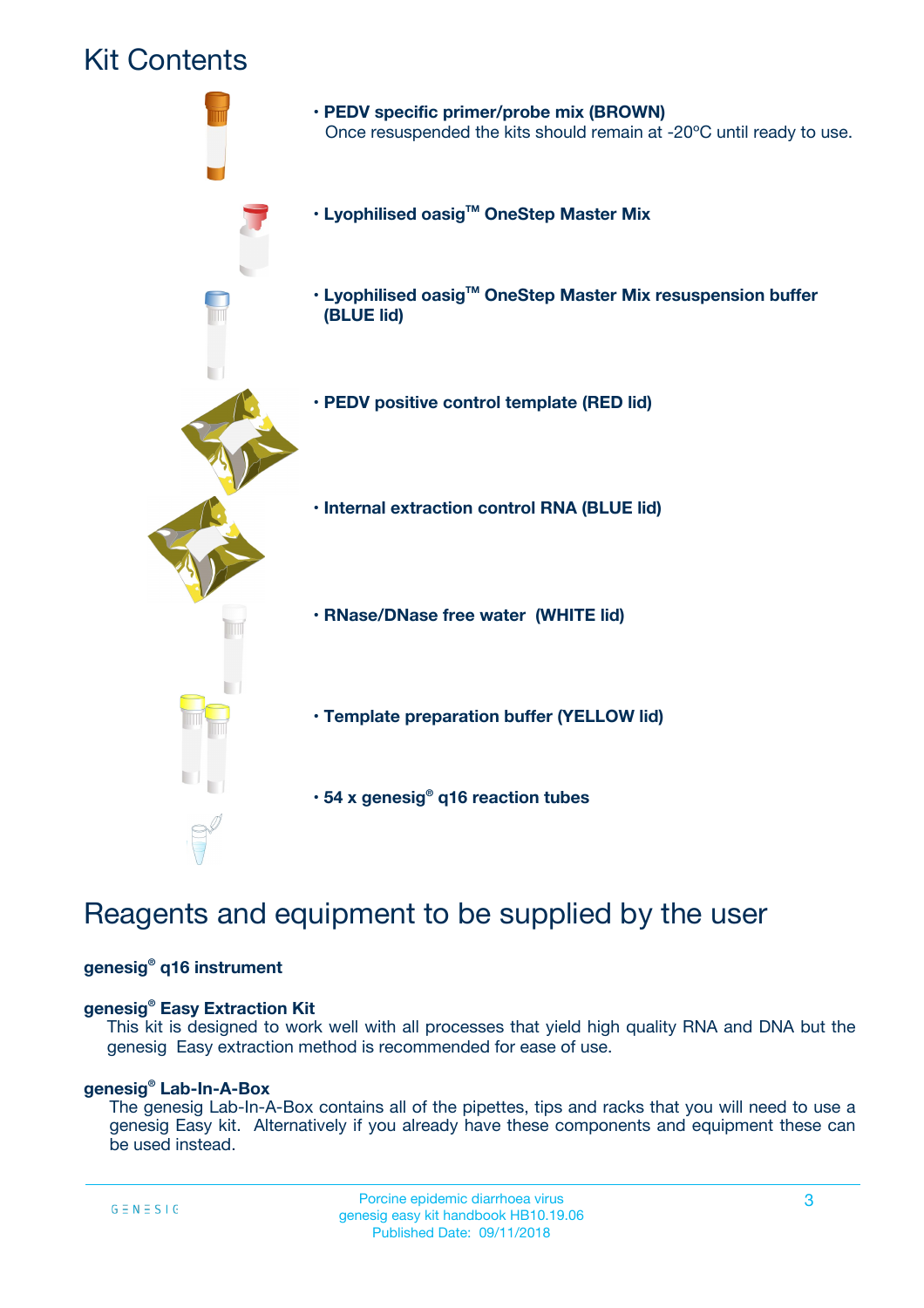# Kit Contents

- **PEDV specific primer/probe mix (BROWN)**
  Once resuspended the kits should remain at -20ºC until ready to use.
- **Lyophilised oasig™ OneStep Master Mix**
- **Lyophilised oasig™ OneStep Master Mix resuspension buffer (BLUE lid)**
- **PEDV positive control template (RED lid)**
- **Internal extraction control RNA (BLUE lid)**
- **RNase/DNase free water (WHITE lid)**
- **Template preparation buffer (YELLOW lid)**
- **54 x genesig® q16 reaction tubes**

# Reagents and equipment to be supplied by the user

**genesig® q16 instrument**

**genesig® Easy Extraction Kit**
This kit is designed to work well with all processes that yield high quality RNA and DNA but the genesig Easy extraction method is recommended for ease of use.

**genesig® Lab-In-A-Box**
The genesig Lab-In-A-Box contains all of the pipettes, tips and racks that you will need to use a genesig Easy kit. Alternatively if you already have these components and equipment these can be used instead.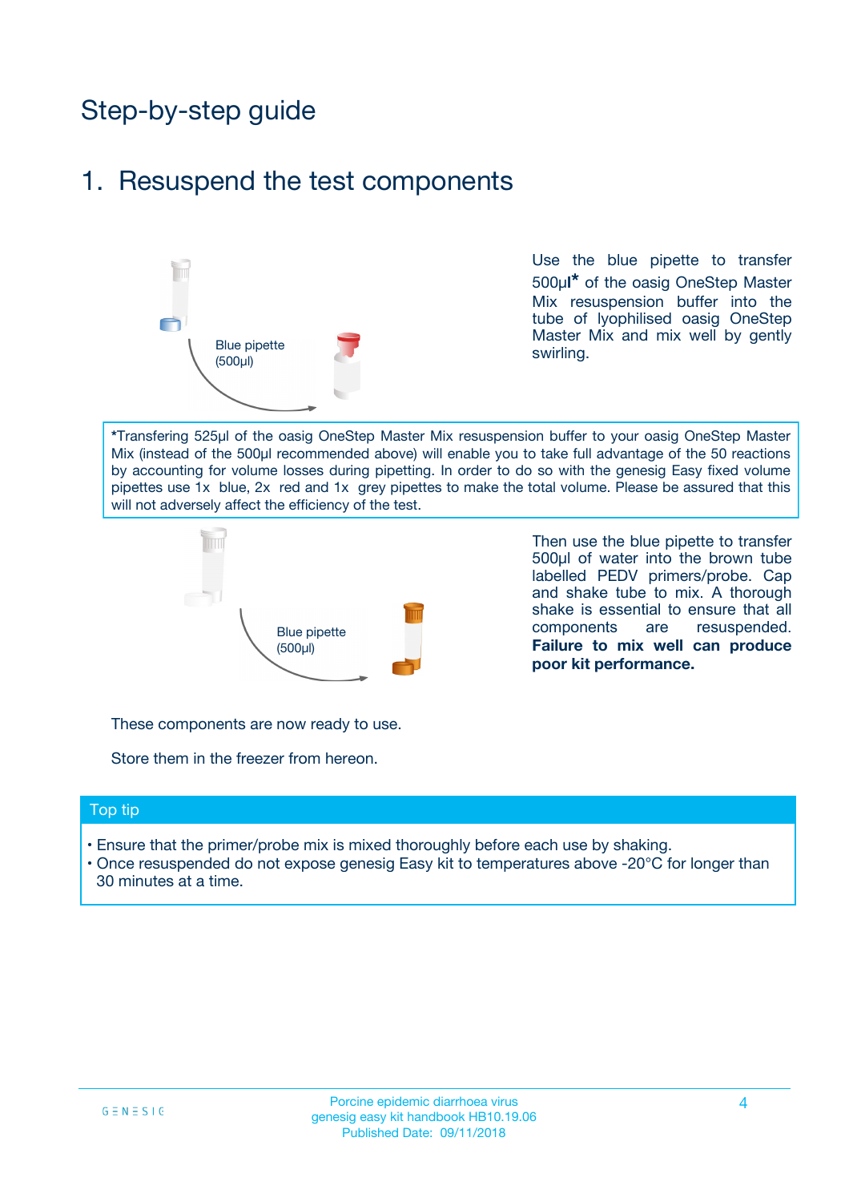# Step-by-step guide

## 1. Resuspend the test components

Blue pipette (500µl)

Use the blue pipette to transfer 500µl* of the oasig OneStep Master Mix resuspension buffer into the tube of lyophilised oasig OneStep Master Mix and mix well by gently swirling.

*Transfering 525µl of the oasig OneStep Master Mix resuspension buffer to your oasig OneStep Master Mix (instead of the 500µl recommended above) will enable you to take full advantage of the 50 reactions by accounting for volume losses during pipetting. In order to do so with the genesig Easy fixed volume pipettes use 1x blue, 2x red and 1x grey pipettes to make the total volume. Please be assured that this will not adversely affect the efficiency of the test.

Blue pipette (500µl)

Then use the blue pipette to transfer 500µl of water into the brown tube labelled PEDV primers/probe. Cap and shake tube to mix. A thorough shake is essential to ensure that all components are resuspended. **Failure to mix well can produce poor kit performance.**

These components are now ready to use.

Store them in the freezer from hereon.

### Top tip

- Ensure that the primer/probe mix is mixed thoroughly before each use by shaking.
- Once resuspended do not expose genesig Easy kit to temperatures above -20°C for longer than 30 minutes at a time.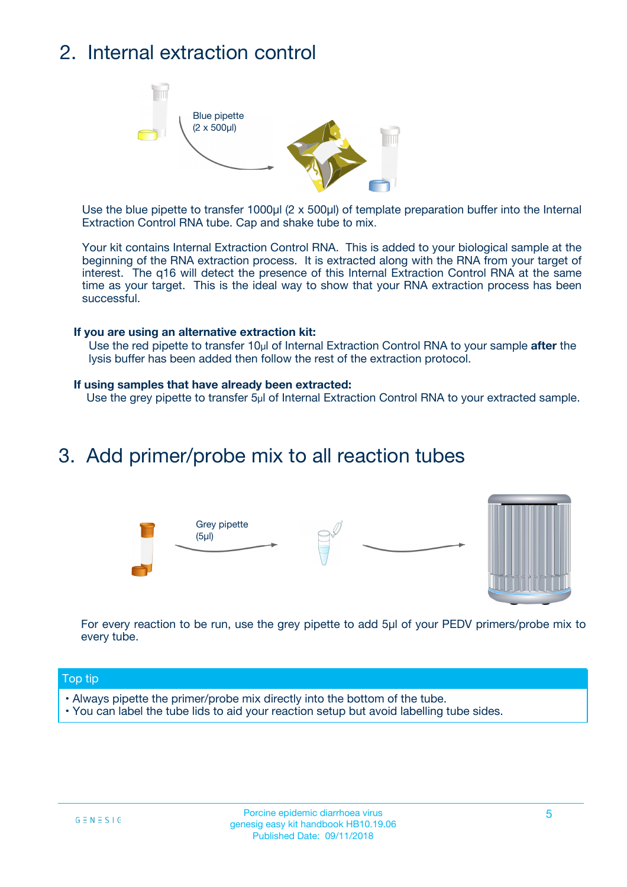## 2. Internal extraction control

Blue pipette
(2 x 500µl)

Use the blue pipette to transfer 1000µl (2 x 500µl) of template preparation buffer into the Internal Extraction Control RNA tube. Cap and shake tube to mix.

Your kit contains Internal Extraction Control RNA. This is added to your biological sample at the beginning of the RNA extraction process. It is extracted along with the RNA from your target of interest. The q16 will detect the presence of this Internal Extraction Control RNA at the same time as your target. This is the ideal way to show that your RNA extraction process has been successful.

**If you are using an alternative extraction kit:**

Use the red pipette to transfer 10µl of Internal Extraction Control RNA to your sample **after** the lysis buffer has been added then follow the rest of the extraction protocol.

**If using samples that have already been extracted:**

Use the grey pipette to transfer 5µl of Internal Extraction Control RNA to your extracted sample.

## 3. Add primer/probe mix to all reaction tubes

Grey pipette
(5µl)

For every reaction to be run, use the grey pipette to add 5µl of your PEDV primers/probe mix to every tube.

**Top tip**

- Always pipette the primer/probe mix directly into the bottom of the tube.
- You can label the tube lids to aid your reaction setup but avoid labelling tube sides.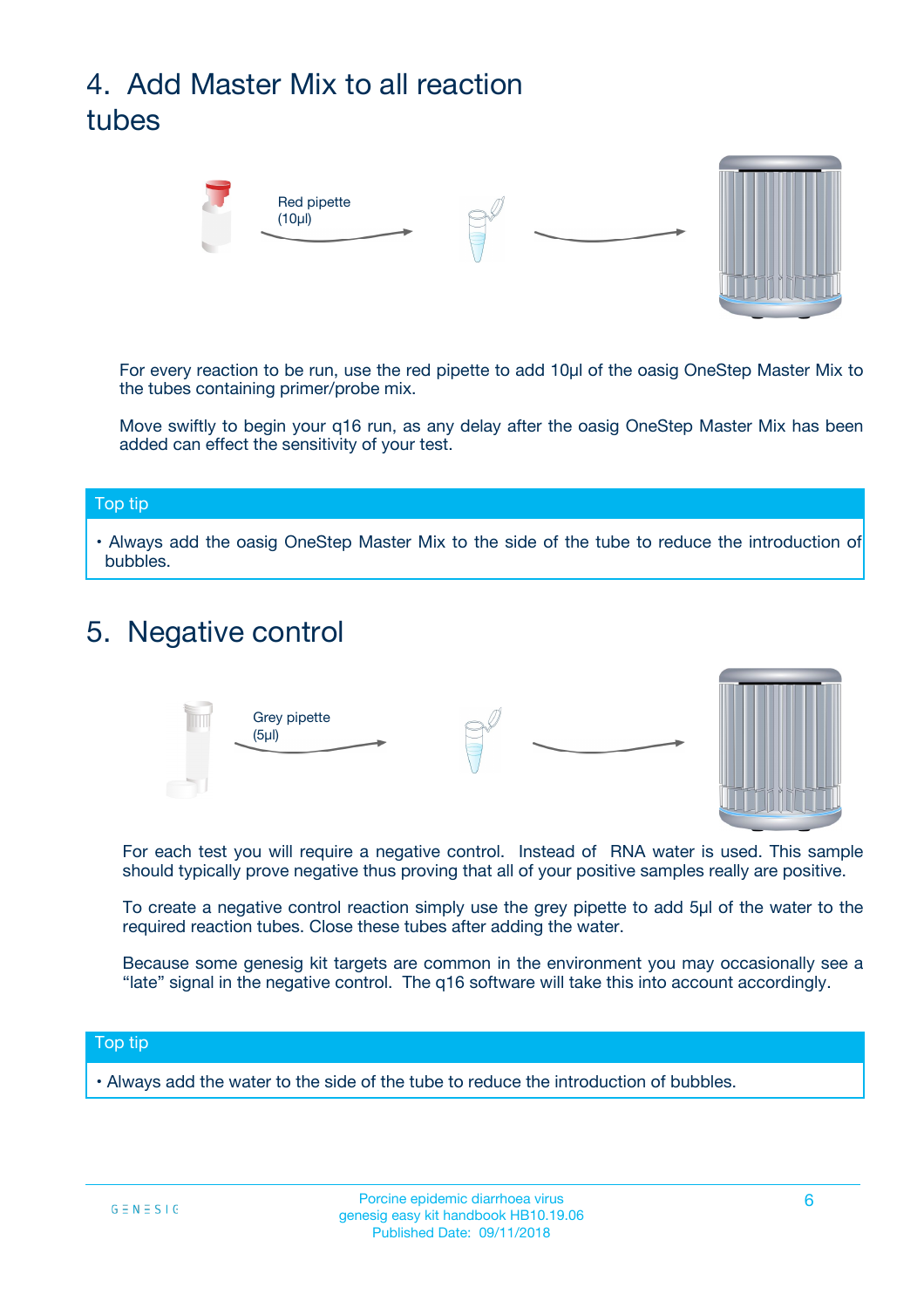## 4. Add Master Mix to all reaction tubes

Red pipette (10µl)

For every reaction to be run, use the red pipette to add 10µl of the oasig OneStep Master Mix to the tubes containing primer/probe mix.

Move swiftly to begin your q16 run, as any delay after the oasig OneStep Master Mix has been added can effect the sensitivity of your test.

**Top tip**

- Always add the oasig OneStep Master Mix to the side of the tube to reduce the introduction of bubbles.

## 5. Negative control

Grey pipette (5µl)

For each test you will require a negative control. Instead of RNA water is used. This sample should typically prove negative thus proving that all of your positive samples really are positive.

To create a negative control reaction simply use the grey pipette to add 5µl of the water to the required reaction tubes. Close these tubes after adding the water.

Because some genesig kit targets are common in the environment you may occasionally see a "late" signal in the negative control. The q16 software will take this into account accordingly.

**Top tip**

- Always add the water to the side of the tube to reduce the introduction of bubbles.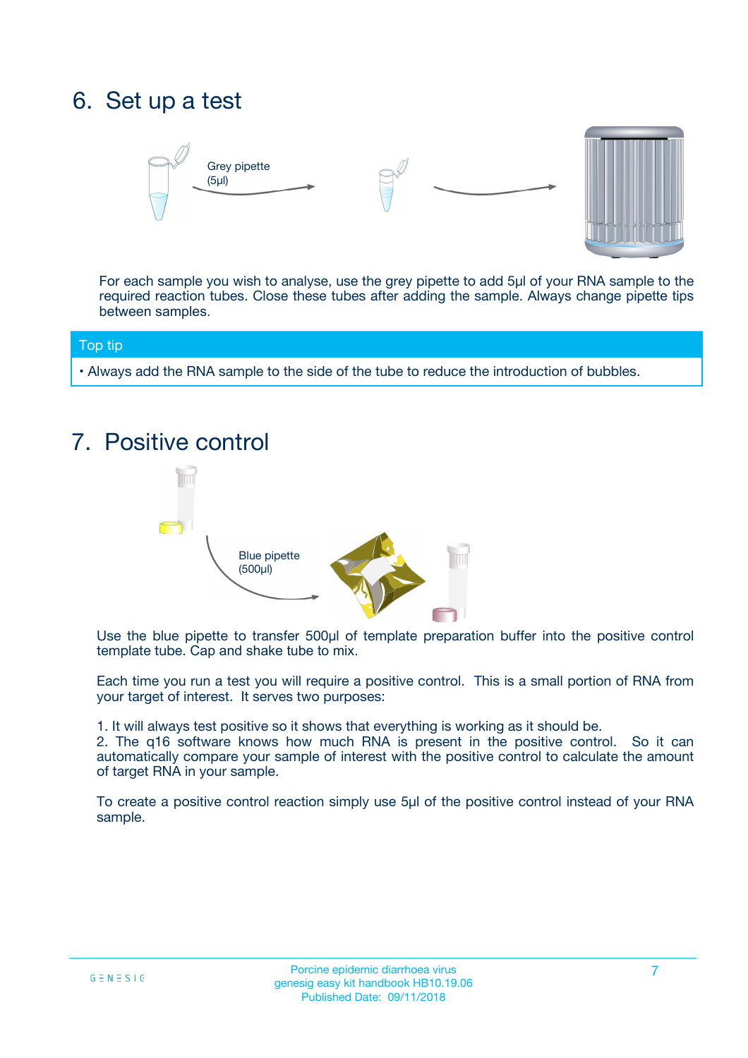# 6. Set up a test

Grey pipette (5µl)

For each sample you wish to analyse, use the grey pipette to add 5µl of your RNA sample to the required reaction tubes. Close these tubes after adding the sample. Always change pipette tips between samples.

**Top tip**

- Always add the RNA sample to the side of the tube to reduce the introduction of bubbles.

# 7. Positive control

Blue pipette (500µl)

Use the blue pipette to transfer 500µl of template preparation buffer into the positive control template tube. Cap and shake tube to mix.

Each time you run a test you will require a positive control. This is a small portion of RNA from your target of interest. It serves two purposes:

1. It will always test positive so it shows that everything is working as it should be.
2. The q16 software knows how much RNA is present in the positive control. So it can automatically compare your sample of interest with the positive control to calculate the amount of target RNA in your sample.

To create a positive control reaction simply use 5µl of the positive control instead of your RNA sample.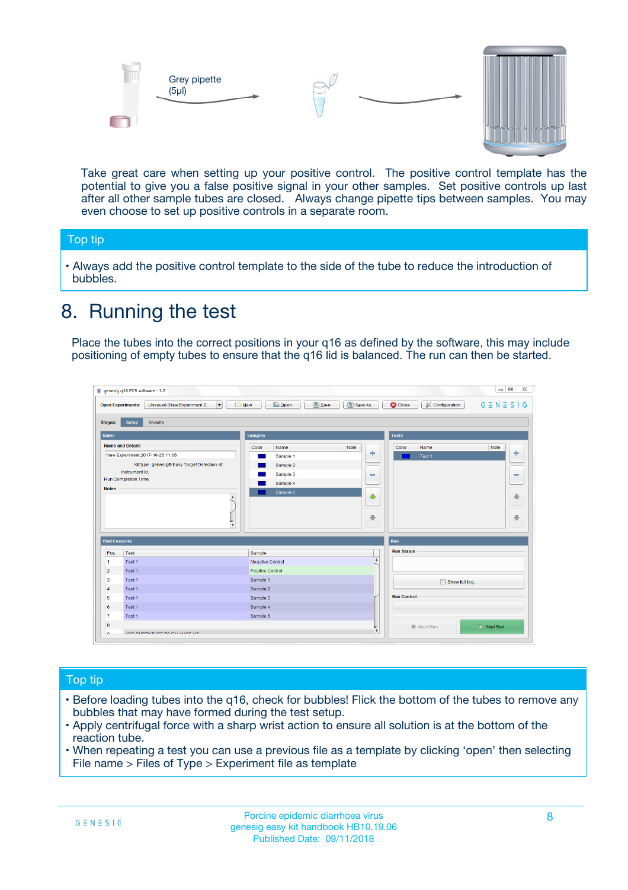Grey pipette (5µl)

Take great care when setting up your positive control. The positive control template has the potential to give you a false positive signal in your other samples. Set positive controls up last after all other sample tubes are closed. Always change pipette tips between samples. You may even choose to set up positive controls in a separate room.

## Top tip

- Always add the positive control template to the side of the tube to reduce the introduction of bubbles.

# 8. Running the test

Place the tubes into the correct positions in your q16 as defined by the software, this may include positioning of empty tubes to ensure that the q16 lid is balanced. The run can then be started.

## Top tip

- Before loading tubes into the q16, check for bubbles! Flick the bottom of the tubes to remove any bubbles that may have formed during the test setup.
- Apply centrifugal force with a sharp wrist action to ensure all solution is at the bottom of the reaction tube.
- When repeating a test you can use a previous file as a template by clicking 'open' then selecting File name > Files of Type > Experiment file as template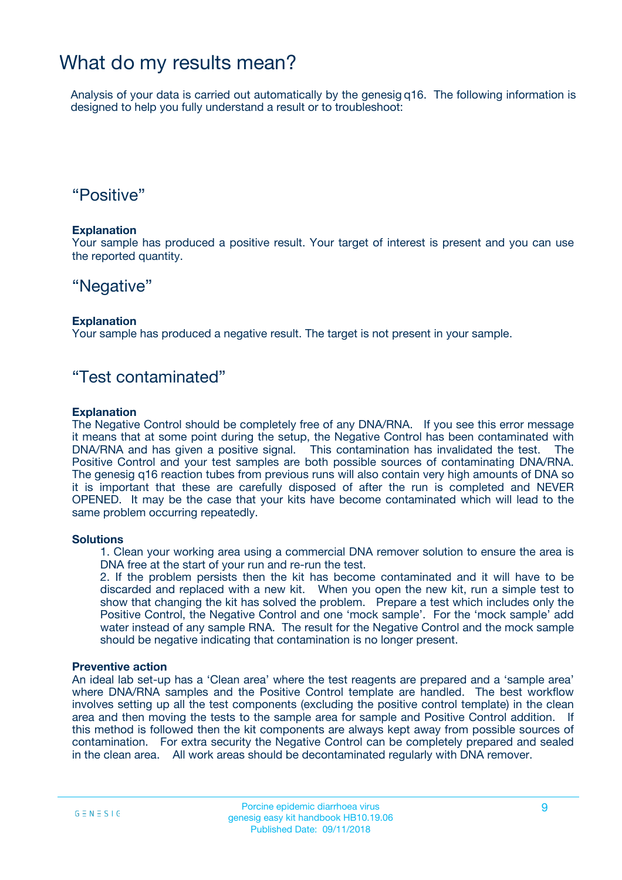# What do my results mean?

Analysis of your data is carried out automatically by the genesig q16. The following information is designed to help you fully understand a result or to troubleshoot:

## "Positive"

**Explanation**

Your sample has produced a positive result. Your target of interest is present and you can use the reported quantity.

## "Negative"

**Explanation**

Your sample has produced a negative result. The target is not present in your sample.

## "Test contaminated"

**Explanation**

The Negative Control should be completely free of any DNA/RNA. If you see this error message it means that at some point during the setup, the Negative Control has been contaminated with DNA/RNA and has given a positive signal. This contamination has invalidated the test. The Positive Control and your test samples are both possible sources of contaminating DNA/RNA. The genesig q16 reaction tubes from previous runs will also contain very high amounts of DNA so it is important that these are carefully disposed of after the run is completed and NEVER OPENED. It may be the case that your kits have become contaminated which will lead to the same problem occurring repeatedly.

**Solutions**

1. Clean your working area using a commercial DNA remover solution to ensure the area is DNA free at the start of your run and re-run the test.
2. If the problem persists then the kit has become contaminated and it will have to be discarded and replaced with a new kit. When you open the new kit, run a simple test to show that changing the kit has solved the problem. Prepare a test which includes only the Positive Control, the Negative Control and one 'mock sample'. For the 'mock sample' add water instead of any sample RNA. The result for the Negative Control and the mock sample should be negative indicating that contamination is no longer present.

**Preventive action**

An ideal lab set-up has a 'Clean area' where the test reagents are prepared and a 'sample area' where DNA/RNA samples and the Positive Control template are handled. The best workflow involves setting up all the test components (excluding the positive control template) in the clean area and then moving the tests to the sample area for sample and Positive Control addition. If this method is followed then the kit components are always kept away from possible sources of contamination. For extra security the Negative Control can be completely prepared and sealed in the clean area. All work areas should be decontaminated regularly with DNA remover.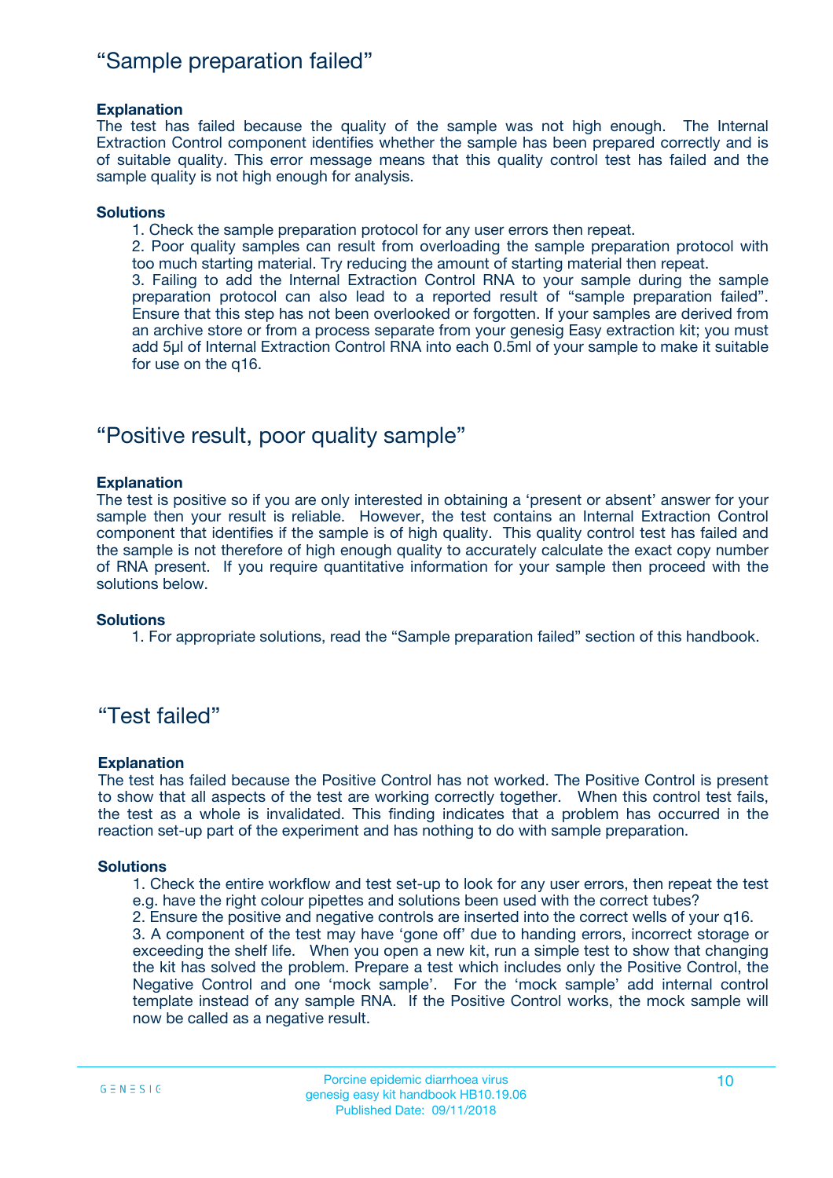## “Sample preparation failed”

**Explanation**

The test has failed because the quality of the sample was not high enough. The Internal Extraction Control component identifies whether the sample has been prepared correctly and is of suitable quality. This error message means that this quality control test has failed and the sample quality is not high enough for analysis.

**Solutions**

1. Check the sample preparation protocol for any user errors then repeat.
2. Poor quality samples can result from overloading the sample preparation protocol with too much starting material. Try reducing the amount of starting material then repeat.
3. Failing to add the Internal Extraction Control RNA to your sample during the sample preparation protocol can also lead to a reported result of “sample preparation failed”. Ensure that this step has not been overlooked or forgotten. If your samples are derived from an archive store or from a process separate from your genesig Easy extraction kit; you must add 5µl of Internal Extraction Control RNA into each 0.5ml of your sample to make it suitable for use on the q16.

## “Positive result, poor quality sample”

**Explanation**

The test is positive so if you are only interested in obtaining a ‘present or absent’ answer for your sample then your result is reliable. However, the test contains an Internal Extraction Control component that identifies if the sample is of high quality. This quality control test has failed and the sample is not therefore of high enough quality to accurately calculate the exact copy number of RNA present. If you require quantitative information for your sample then proceed with the solutions below.

**Solutions**

1. For appropriate solutions, read the “Sample preparation failed” section of this handbook.

## “Test failed”

**Explanation**

The test has failed because the Positive Control has not worked. The Positive Control is present to show that all aspects of the test are working correctly together. When this control test fails, the test as a whole is invalidated. This finding indicates that a problem has occurred in the reaction set-up part of the experiment and has nothing to do with sample preparation.

**Solutions**

1. Check the entire workflow and test set-up to look for any user errors, then repeat the test e.g. have the right colour pipettes and solutions been used with the correct tubes?
2. Ensure the positive and negative controls are inserted into the correct wells of your q16.
3. A component of the test may have ‘gone off’ due to handing errors, incorrect storage or exceeding the shelf life. When you open a new kit, run a simple test to show that changing the kit has solved the problem. Prepare a test which includes only the Positive Control, the Negative Control and one ‘mock sample’. For the ‘mock sample’ add internal control template instead of any sample RNA. If the Positive Control works, the mock sample will now be called as a negative result.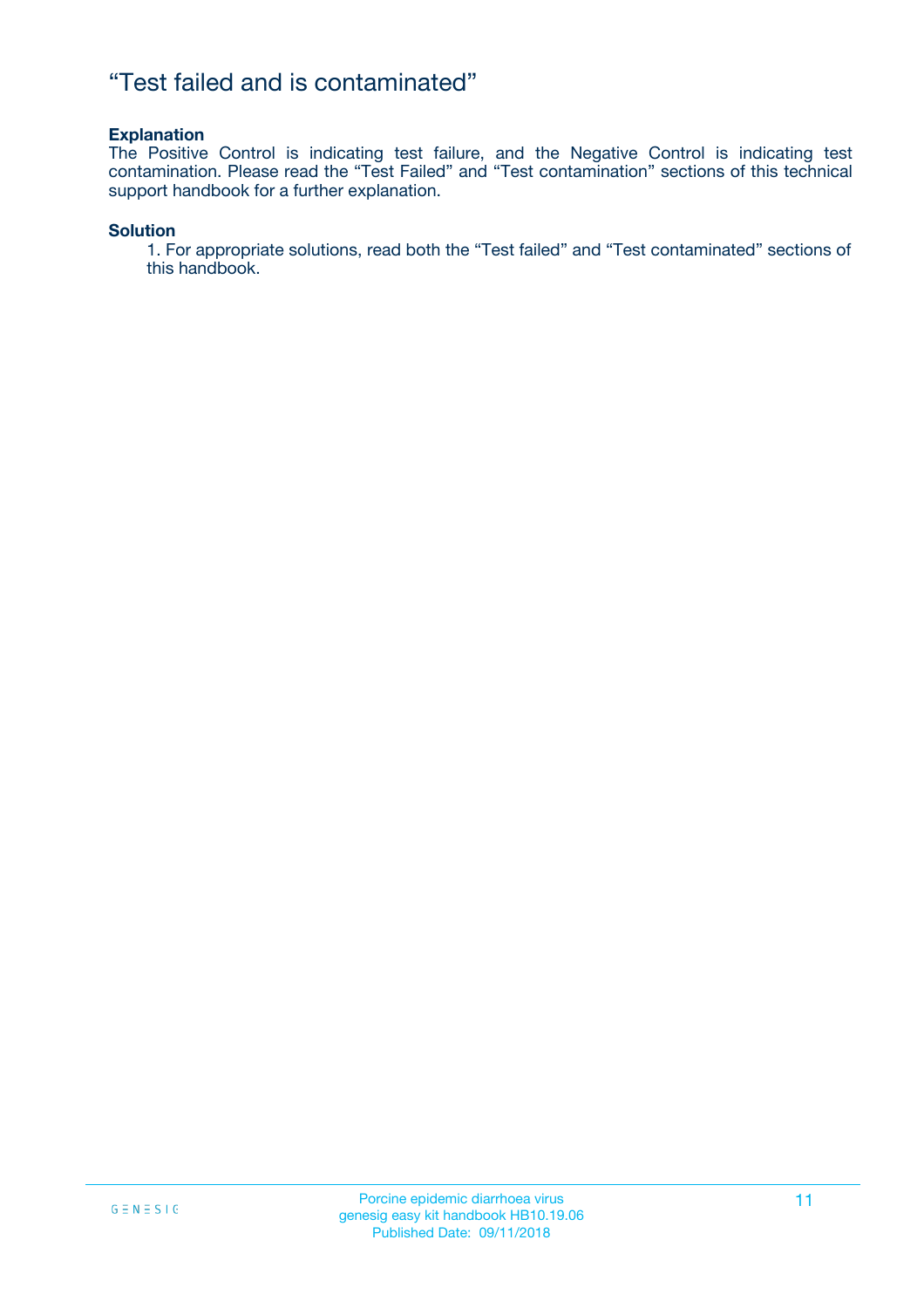# “Test failed and is contaminated”

**Explanation**

The Positive Control is indicating test failure, and the Negative Control is indicating test contamination. Please read the “Test Failed” and “Test contamination” sections of this technical support handbook for a further explanation.

**Solution**

1. For appropriate solutions, read both the “Test failed” and “Test contaminated” sections of this handbook.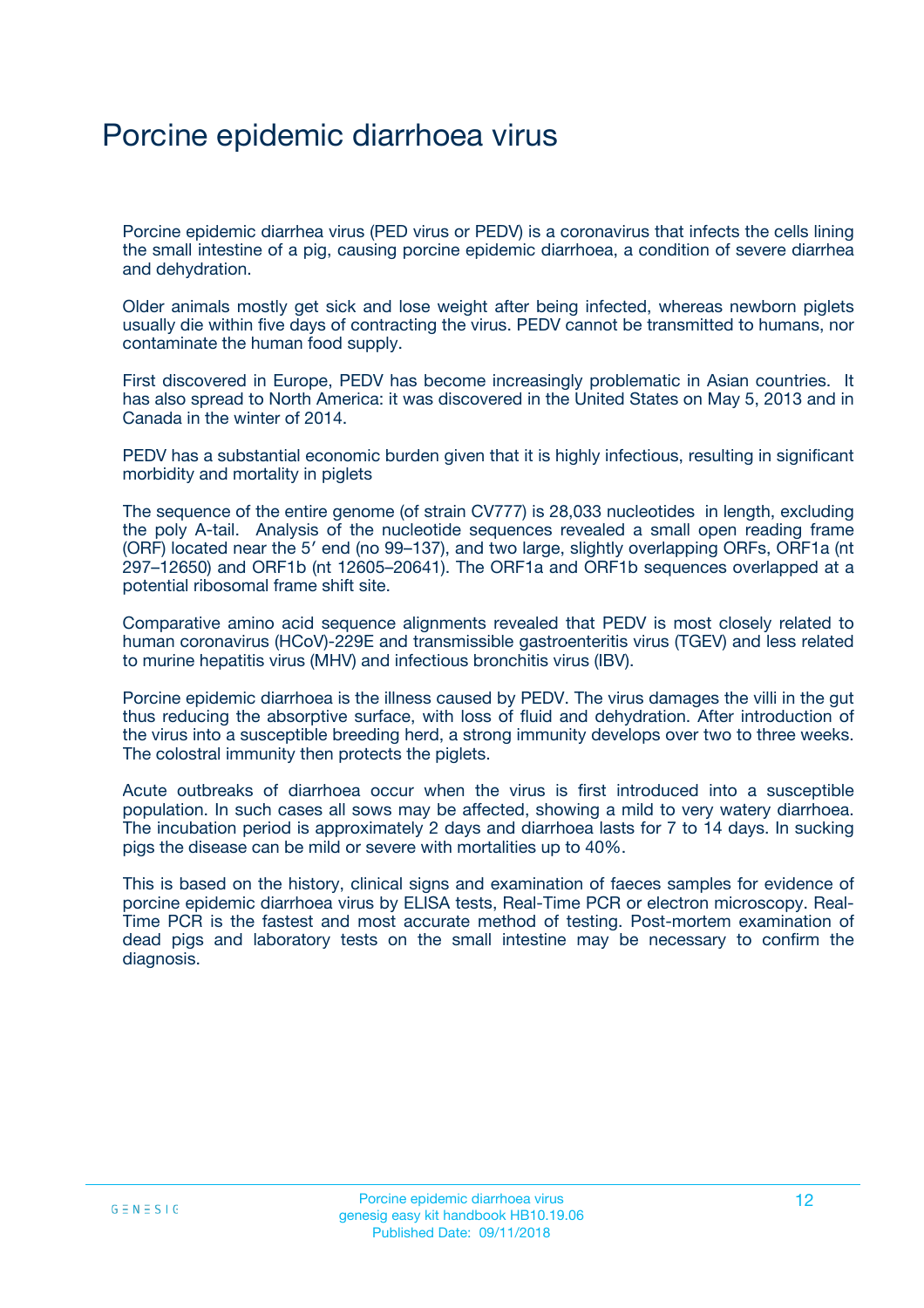# Porcine epidemic diarrhoea virus

Porcine epidemic diarrhea virus (PED virus or PEDV) is a coronavirus that infects the cells lining the small intestine of a pig, causing porcine epidemic diarrhoea, a condition of severe diarrhea and dehydration.

Older animals mostly get sick and lose weight after being infected, whereas newborn piglets usually die within five days of contracting the virus. PEDV cannot be transmitted to humans, nor contaminate the human food supply.

First discovered in Europe, PEDV has become increasingly problematic in Asian countries. It has also spread to North America: it was discovered in the United States on May 5, 2013 and in Canada in the winter of 2014.

PEDV has a substantial economic burden given that it is highly infectious, resulting in significant morbidity and mortality in piglets

The sequence of the entire genome (of strain CV777) is 28,033 nucleotides in length, excluding the poly A-tail. Analysis of the nucleotide sequences revealed a small open reading frame (ORF) located near the 5′ end (no 99–137), and two large, slightly overlapping ORFs, ORF1a (nt 297–12650) and ORF1b (nt 12605–20641). The ORF1a and ORF1b sequences overlapped at a potential ribosomal frame shift site.

Comparative amino acid sequence alignments revealed that PEDV is most closely related to human coronavirus (HCoV)-229E and transmissible gastroenteritis virus (TGEV) and less related to murine hepatitis virus (MHV) and infectious bronchitis virus (IBV).

Porcine epidemic diarrhoea is the illness caused by PEDV. The virus damages the villi in the gut thus reducing the absorptive surface, with loss of fluid and dehydration. After introduction of the virus into a susceptible breeding herd, a strong immunity develops over two to three weeks. The colostral immunity then protects the piglets.

Acute outbreaks of diarrhoea occur when the virus is first introduced into a susceptible population. In such cases all sows may be affected, showing a mild to very watery diarrhoea. The incubation period is approximately 2 days and diarrhoea lasts for 7 to 14 days. In sucking pigs the disease can be mild or severe with mortalities up to 40%.

This is based on the history, clinical signs and examination of faeces samples for evidence of porcine epidemic diarrhoea virus by ELISA tests, Real-Time PCR or electron microscopy. Real-Time PCR is the fastest and most accurate method of testing. Post-mortem examination of dead pigs and laboratory tests on the small intestine may be necessary to confirm the diagnosis.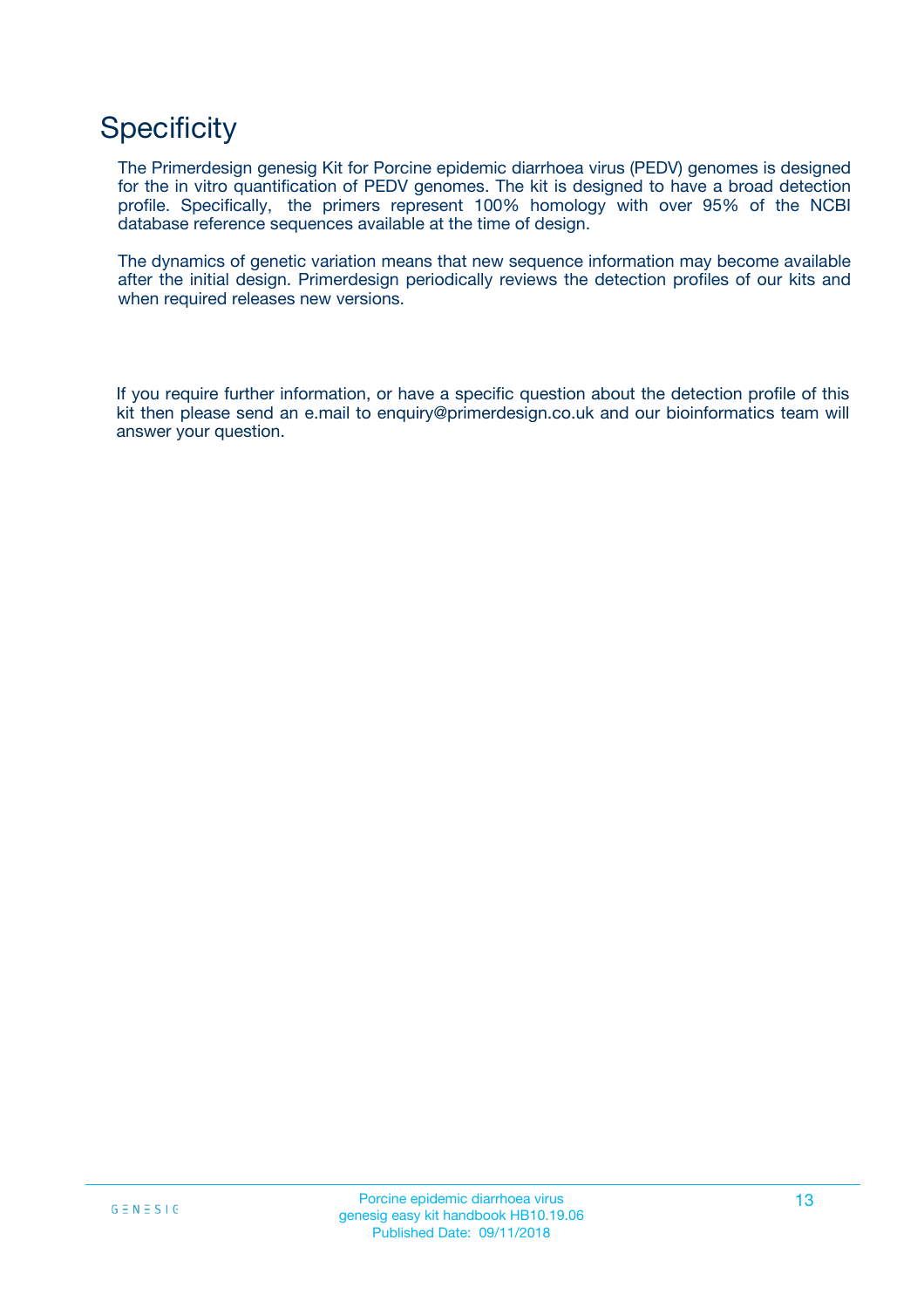# Specificity

The Primerdesign genesig Kit for Porcine epidemic diarrhoea virus (PEDV) genomes is designed for the in vitro quantification of PEDV genomes. The kit is designed to have a broad detection profile. Specifically, the primers represent 100% homology with over 95% of the NCBI database reference sequences available at the time of design.

The dynamics of genetic variation means that new sequence information may become available after the initial design. Primerdesign periodically reviews the detection profiles of our kits and when required releases new versions.

If you require further information, or have a specific question about the detection profile of this kit then please send an e.mail to enquiry@primerdesign.co.uk and our bioinformatics team will answer your question.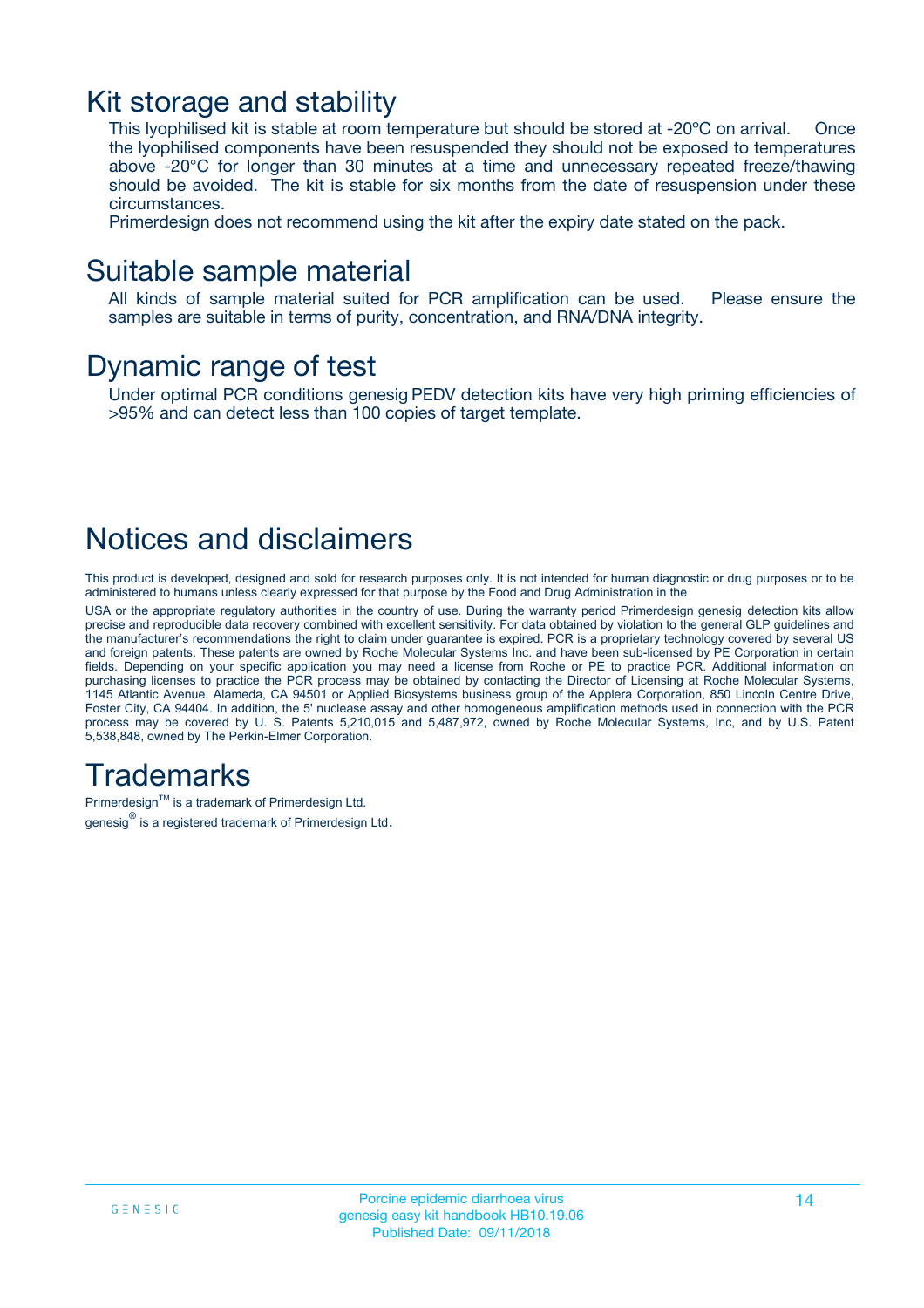## Kit storage and stability

This lyophilised kit is stable at room temperature but should be stored at -20ºC on arrival. Once the lyophilised components have been resuspended they should not be exposed to temperatures above -20°C for longer than 30 minutes at a time and unnecessary repeated freeze/thawing should be avoided. The kit is stable for six months from the date of resuspension under these circumstances.

Primerdesign does not recommend using the kit after the expiry date stated on the pack.

## Suitable sample material

All kinds of sample material suited for PCR amplification can be used. Please ensure the samples are suitable in terms of purity, concentration, and RNA/DNA integrity.

## Dynamic range of test

Under optimal PCR conditions genesig PEDV detection kits have very high priming efficiencies of >95% and can detect less than 100 copies of target template.

## Notices and disclaimers

This product is developed, designed and sold for research purposes only. It is not intended for human diagnostic or drug purposes or to be administered to humans unless clearly expressed for that purpose by the Food and Drug Administration in the

USA or the appropriate regulatory authorities in the country of use. During the warranty period Primerdesign genesig detection kits allow precise and reproducible data recovery combined with excellent sensitivity. For data obtained by violation to the general GLP guidelines and the manufacturer's recommendations the right to claim under guarantee is expired. PCR is a proprietary technology covered by several US and foreign patents. These patents are owned by Roche Molecular Systems Inc. and have been sub-licensed by PE Corporation in certain fields. Depending on your specific application you may need a license from Roche or PE to practice PCR. Additional information on purchasing licenses to practice the PCR process may be obtained by contacting the Director of Licensing at Roche Molecular Systems, 1145 Atlantic Avenue, Alameda, CA 94501 or Applied Biosystems business group of the Applera Corporation, 850 Lincoln Centre Drive, Foster City, CA 94404. In addition, the 5' nuclease assay and other homogeneous amplification methods used in connection with the PCR process may be covered by U. S. Patents 5,210,015 and 5,487,972, owned by Roche Molecular Systems, Inc, and by U.S. Patent 5,538,848, owned by The Perkin-Elmer Corporation.

## Trademarks

Primerdesign™ is a trademark of Primerdesign Ltd.

genesig® is a registered trademark of Primerdesign Ltd.